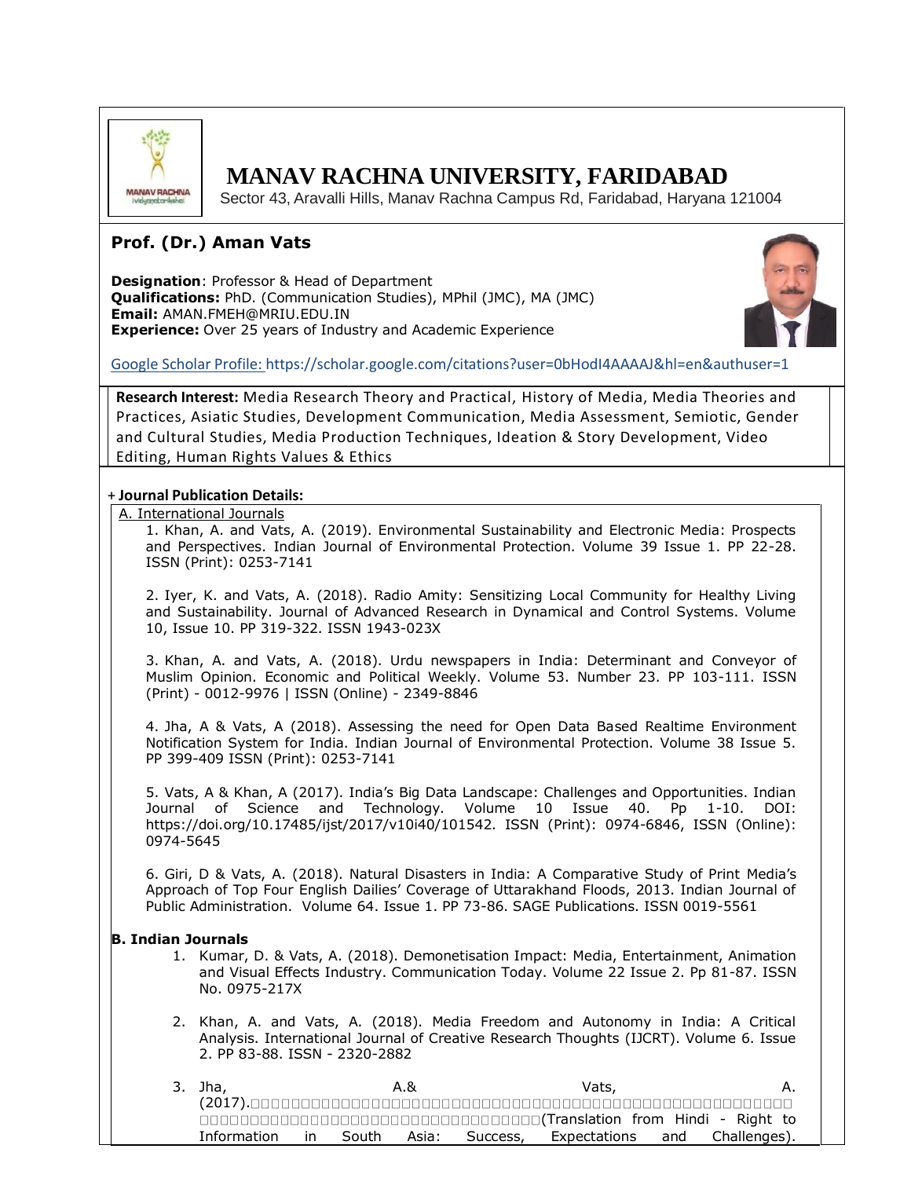# MANAV RACHNA UNIVERSITY, FARIDABAD

Sector 43, Aravalli Hills, Manav Rachna Campus Rd, Faridabad, Haryana 121004

## Prof. (Dr.) Aman Vats

**Designation**: Professor & Head of Department
**Qualifications:** PhD. (Communication Studies), MPhil (JMC), MA (JMC)
**Email:** AMAN.FMEH@MRIU.EDU.IN
**Experience:** Over 25 years of Industry and Academic Experience

Google Scholar Profile: https://scholar.google.com/citations?user=0bHodI4AAAAJ&hl=en&authuser=1

**Research Interest:** Media Research Theory and Practical, History of Media, Media Theories and Practices, Asiatic Studies, Development Communication, Media Assessment, Semiotic, Gender and Cultural Studies, Media Production Techniques, Ideation & Story Development, Video Editing, Human Rights Values & Ethics

### + Journal Publication Details:

A. International Journals

1. Khan, A. and Vats, A. (2019). Environmental Sustainability and Electronic Media: Prospects and Perspectives. Indian Journal of Environmental Protection. Volume 39 Issue 1. PP 22-28. ISSN (Print): 0253-7141

2. Iyer, K. and Vats, A. (2018). Radio Amity: Sensitizing Local Community for Healthy Living and Sustainability. Journal of Advanced Research in Dynamical and Control Systems. Volume 10, Issue 10. PP 319-322. ISSN 1943-023X

3. Khan, A. and Vats, A. (2018). Urdu newspapers in India: Determinant and Conveyor of Muslim Opinion. Economic and Political Weekly. Volume 53. Number 23. PP 103-111. ISSN (Print) - 0012-9976 | ISSN (Online) - 2349-8846

4. Jha, A & Vats, A (2018). Assessing the need for Open Data Based Realtime Environment Notification System for India. Indian Journal of Environmental Protection. Volume 38 Issue 5. PP 399-409 ISSN (Print): 0253-7141

5. Vats, A & Khan, A (2017). India's Big Data Landscape: Challenges and Opportunities. Indian Journal of Science and Technology. Volume 10 Issue 40. Pp 1-10. DOI: https://doi.org/10.17485/ijst/2017/v10i40/101542. ISSN (Print): 0974-6846, ISSN (Online): 0974-5645

6. Giri, D & Vats, A. (2018). Natural Disasters in India: A Comparative Study of Print Media's Approach of Top Four English Dailies' Coverage of Uttarakhand Floods, 2013. Indian Journal of Public Administration. Volume 64. Issue 1. PP 73-86. SAGE Publications. ISSN 0019-5561

**B. Indian Journals**

1. Kumar, D. & Vats, A. (2018). Demonetisation Impact: Media, Entertainment, Animation and Visual Effects Industry. Communication Today. Volume 22 Issue 2. Pp 81-87. ISSN No. 0975-217X

2. Khan, A. and Vats, A. (2018). Media Freedom and Autonomy in India: A Critical Analysis. International Journal of Creative Research Thoughts (IJCRT). Volume 6. Issue 2. PP 83-88. ISSN - 2320-2882

3. Jha, A.& Vats, A. (2017).□□□□□□□□□□□□□□□□□□□□□□□□□□□□□□□□□□□□□□□□□□□□□□□□□□□□□□□□□□□□□□□□□□□□□□□□□□□□□□□□□(Translation from Hindi - Right to Information in South Asia: Success, Expectations and Challenges).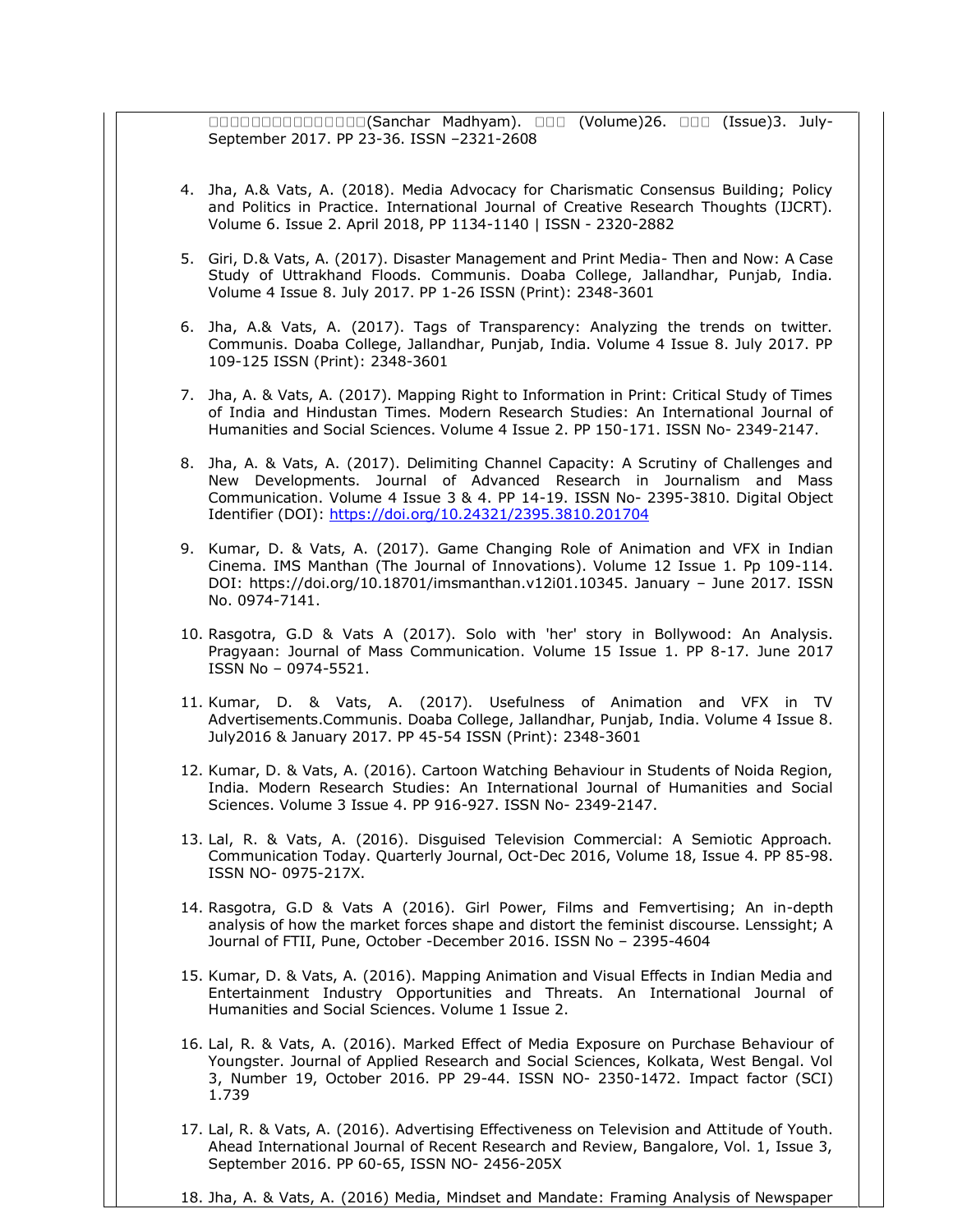□□□□□□□□□□□□□□□(Sanchar Madhyam). □□□ (Volume)26. □□□ (Issue)3. July-September 2017. PP 23-36. ISSN –2321-2608

4. Jha, A.& Vats, A. (2018). Media Advocacy for Charismatic Consensus Building; Policy and Politics in Practice. International Journal of Creative Research Thoughts (IJCRT). Volume 6. Issue 2. April 2018, PP 1134-1140 | ISSN - 2320-2882

5. Giri, D.& Vats, A. (2017). Disaster Management and Print Media- Then and Now: A Case Study of Uttrakhand Floods. Communis. Doaba College, Jallandhar, Punjab, India. Volume 4 Issue 8. July 2017. PP 1-26 ISSN (Print): 2348-3601

6. Jha, A.& Vats, A. (2017). Tags of Transparency: Analyzing the trends on twitter. Communis. Doaba College, Jallandhar, Punjab, India. Volume 4 Issue 8. July 2017. PP 109-125 ISSN (Print): 2348-3601

7. Jha, A. & Vats, A. (2017). Mapping Right to Information in Print: Critical Study of Times of India and Hindustan Times. Modern Research Studies: An International Journal of Humanities and Social Sciences. Volume 4 Issue 2. PP 150-171. ISSN No- 2349-2147.

8. Jha, A. & Vats, A. (2017). Delimiting Channel Capacity: A Scrutiny of Challenges and New Developments. Journal of Advanced Research in Journalism and Mass Communication. Volume 4 Issue 3 & 4. PP 14-19. ISSN No- 2395-3810. Digital Object Identifier (DOI): https://doi.org/10.24321/2395.3810.201704

9. Kumar, D. & Vats, A. (2017). Game Changing Role of Animation and VFX in Indian Cinema. IMS Manthan (The Journal of Innovations). Volume 12 Issue 1. Pp 109-114. DOI: https://doi.org/10.18701/imsmanthan.v12i01.10345. January – June 2017. ISSN No. 0974-7141.

10. Rasgotra, G.D & Vats A (2017). Solo with 'her' story in Bollywood: An Analysis. Pragyaan: Journal of Mass Communication. Volume 15 Issue 1. PP 8-17. June 2017 ISSN No – 0974-5521.

11. Kumar, D. & Vats, A. (2017). Usefulness of Animation and VFX in TV Advertisements.Communis. Doaba College, Jallandhar, Punjab, India. Volume 4 Issue 8. July2016 & January 2017. PP 45-54 ISSN (Print): 2348-3601

12. Kumar, D. & Vats, A. (2016). Cartoon Watching Behaviour in Students of Noida Region, India. Modern Research Studies: An International Journal of Humanities and Social Sciences. Volume 3 Issue 4. PP 916-927. ISSN No- 2349-2147.

13. Lal, R. & Vats, A. (2016). Disguised Television Commercial: A Semiotic Approach. Communication Today. Quarterly Journal, Oct-Dec 2016, Volume 18, Issue 4. PP 85-98. ISSN NO- 0975-217X.

14. Rasgotra, G.D & Vats A (2016). Girl Power, Films and Femvertising; An in-depth analysis of how the market forces shape and distort the feminist discourse. Lenssight; A Journal of FTII, Pune, October -December 2016. ISSN No – 2395-4604

15. Kumar, D. & Vats, A. (2016). Mapping Animation and Visual Effects in Indian Media and Entertainment Industry Opportunities and Threats. An International Journal of Humanities and Social Sciences. Volume 1 Issue 2.

16. Lal, R. & Vats, A. (2016). Marked Effect of Media Exposure on Purchase Behaviour of Youngster. Journal of Applied Research and Social Sciences, Kolkata, West Bengal. Vol 3, Number 19, October 2016. PP 29-44. ISSN NO- 2350-1472. Impact factor (SCI) 1.739

17. Lal, R. & Vats, A. (2016). Advertising Effectiveness on Television and Attitude of Youth. Ahead International Journal of Recent Research and Review, Bangalore, Vol. 1, Issue 3, September 2016. PP 60-65, ISSN NO- 2456-205X

18. Jha, A. & Vats, A. (2016) Media, Mindset and Mandate: Framing Analysis of Newspaper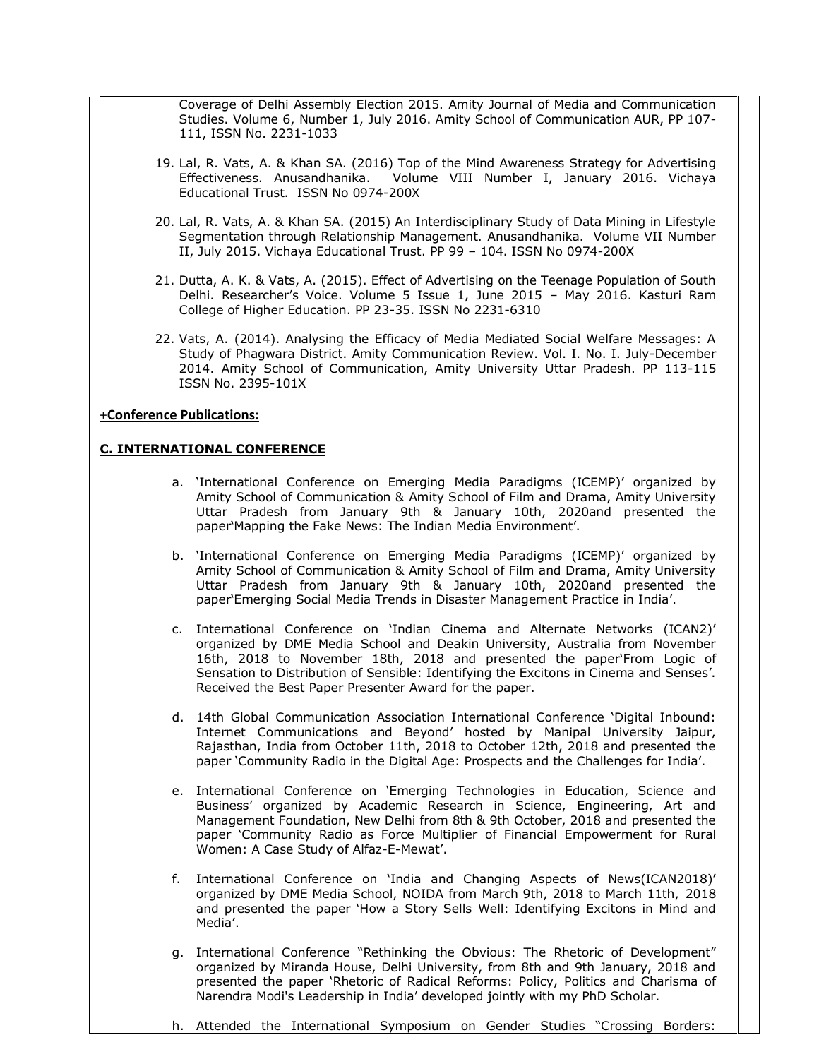Coverage of Delhi Assembly Election 2015. Amity Journal of Media and Communication Studies. Volume 6, Number 1, July 2016. Amity School of Communication AUR, PP 107-111, ISSN No. 2231-1033

19. Lal, R. Vats, A. & Khan SA. (2016) Top of the Mind Awareness Strategy for Advertising Effectiveness. Anusandhanika. Volume VIII Number I, January 2016. Vichaya Educational Trust. ISSN No 0974-200X

20. Lal, R. Vats, A. & Khan SA. (2015) An Interdisciplinary Study of Data Mining in Lifestyle Segmentation through Relationship Management. Anusandhanika. Volume VII Number II, July 2015. Vichaya Educational Trust. PP 99 – 104. ISSN No 0974-200X

21. Dutta, A. K. & Vats, A. (2015). Effect of Advertising on the Teenage Population of South Delhi. Researcher's Voice. Volume 5 Issue 1, June 2015 – May 2016. Kasturi Ram College of Higher Education. PP 23-35. ISSN No 2231-6310

22. Vats, A. (2014). Analysing the Efficacy of Media Mediated Social Welfare Messages: A Study of Phagwara District. Amity Communication Review. Vol. I. No. I. July-December 2014. Amity School of Communication, Amity University Uttar Pradesh. PP 113-115 ISSN No. 2395-101X

+**Conference Publications:**

**C. INTERNATIONAL CONFERENCE**

a. 'International Conference on Emerging Media Paradigms (ICEMP)' organized by Amity School of Communication & Amity School of Film and Drama, Amity University Uttar Pradesh from January 9th & January 10th, 2020and presented the paper'Mapping the Fake News: The Indian Media Environment'.

b. 'International Conference on Emerging Media Paradigms (ICEMP)' organized by Amity School of Communication & Amity School of Film and Drama, Amity University Uttar Pradesh from January 9th & January 10th, 2020and presented the paper'Emerging Social Media Trends in Disaster Management Practice in India'.

c. International Conference on 'Indian Cinema and Alternate Networks (ICAN2)' organized by DME Media School and Deakin University, Australia from November 16th, 2018 to November 18th, 2018 and presented the paper'From Logic of Sensation to Distribution of Sensible: Identifying the Excitons in Cinema and Senses'. Received the Best Paper Presenter Award for the paper.

d. 14th Global Communication Association International Conference 'Digital Inbound: Internet Communications and Beyond' hosted by Manipal University Jaipur, Rajasthan, India from October 11th, 2018 to October 12th, 2018 and presented the paper 'Community Radio in the Digital Age: Prospects and the Challenges for India'.

e. International Conference on 'Emerging Technologies in Education, Science and Business' organized by Academic Research in Science, Engineering, Art and Management Foundation, New Delhi from 8th & 9th October, 2018 and presented the paper 'Community Radio as Force Multiplier of Financial Empowerment for Rural Women: A Case Study of Alfaz-E-Mewat'.

f. International Conference on 'India and Changing Aspects of News(ICAN2018)' organized by DME Media School, NOIDA from March 9th, 2018 to March 11th, 2018 and presented the paper 'How a Story Sells Well: Identifying Excitons in Mind and Media'.

g. International Conference "Rethinking the Obvious: The Rhetoric of Development" organized by Miranda House, Delhi University, from 8th and 9th January, 2018 and presented the paper 'Rhetoric of Radical Reforms: Policy, Politics and Charisma of Narendra Modi's Leadership in India' developed jointly with my PhD Scholar.

h. Attended the International Symposium on Gender Studies "Crossing Borders: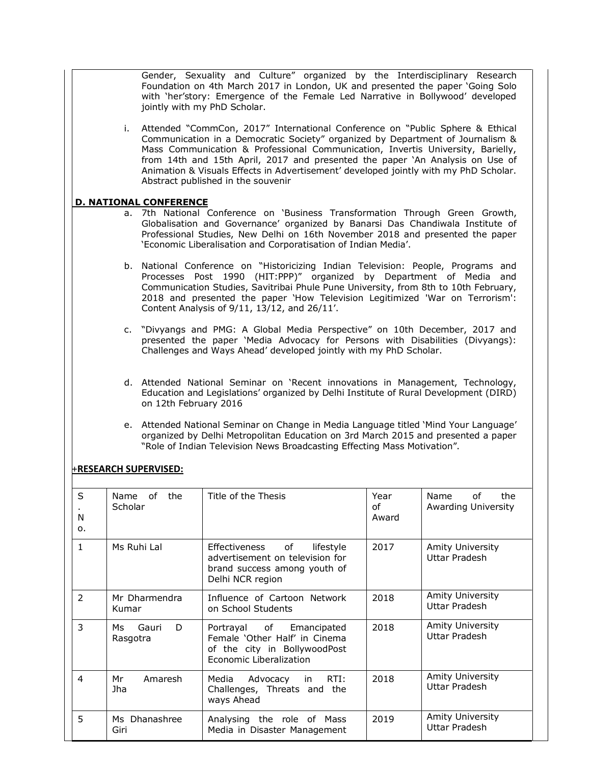Gender, Sexuality and Culture" organized by the Interdisciplinary Research Foundation on 4th March 2017 in London, UK and presented the paper 'Going Solo with 'her'story: Emergence of the Female Led Narrative in Bollywood' developed jointly with my PhD Scholar.

i. Attended "CommCon, 2017" International Conference on "Public Sphere & Ethical Communication in a Democratic Society" organized by Department of Journalism & Mass Communication & Professional Communication, Invertis University, Barielly, from 14th and 15th April, 2017 and presented the paper 'An Analysis on Use of Animation & Visuals Effects in Advertisement' developed jointly with my PhD Scholar. Abstract published in the souvenir

**D. NATIONAL CONFERENCE**

a. 7th National Conference on 'Business Transformation Through Green Growth, Globalisation and Governance' organized by Banarsi Das Chandiwala Institute of Professional Studies, New Delhi on 16th November 2018 and presented the paper 'Economic Liberalisation and Corporatisation of Indian Media'.

b. National Conference on "Historicizing Indian Television: People, Programs and Processes Post 1990 (HIT:PPP)" organized by Department of Media and Communication Studies, Savitribai Phule Pune University, from 8th to 10th February, 2018 and presented the paper 'How Television Legitimized 'War on Terrorism': Content Analysis of 9/11, 13/12, and 26/11'.

c. "Divyangs and PMG: A Global Media Perspective" on 10th December, 2017 and presented the paper 'Media Advocacy for Persons with Disabilities (Divyangs): Challenges and Ways Ahead' developed jointly with my PhD Scholar.

d. Attended National Seminar on 'Recent innovations in Management, Technology, Education and Legislations' organized by Delhi Institute of Rural Development (DIRD) on 12th February 2016

e. Attended National Seminar on Change in Media Language titled 'Mind Your Language' organized by Delhi Metropolitan Education on 3rd March 2015 and presented a paper "Role of Indian Television News Broadcasting Effecting Mass Motivation".

**+RESEARCH SUPERVISED:**

| S. No. | Name of the Scholar | Title of the Thesis | Year of Award | Name of the Awarding University |
|---|---|---|---|---|
| 1 | Ms Ruhi Lal | Effectiveness of lifestyle advertisement on television for brand success among youth of Delhi NCR region | 2017 | Amity University Uttar Pradesh |
| 2 | Mr Dharmendra Kumar | Influence of Cartoon Network on School Students | 2018 | Amity University Uttar Pradesh |
| 3 | Ms Gauri D Rasgotra | Portrayal of Emancipated Female 'Other Half' in Cinema of the city in BollywoodPost Economic Liberalization | 2018 | Amity University Uttar Pradesh |
| 4 | Mr Amaresh Jha | Media Advocacy in RTI: Challenges, Threats and the ways Ahead | 2018 | Amity University Uttar Pradesh |
| 5 | Ms Dhanashree Giri | Analysing the role of Mass Media in Disaster Management | 2019 | Amity University Uttar Pradesh |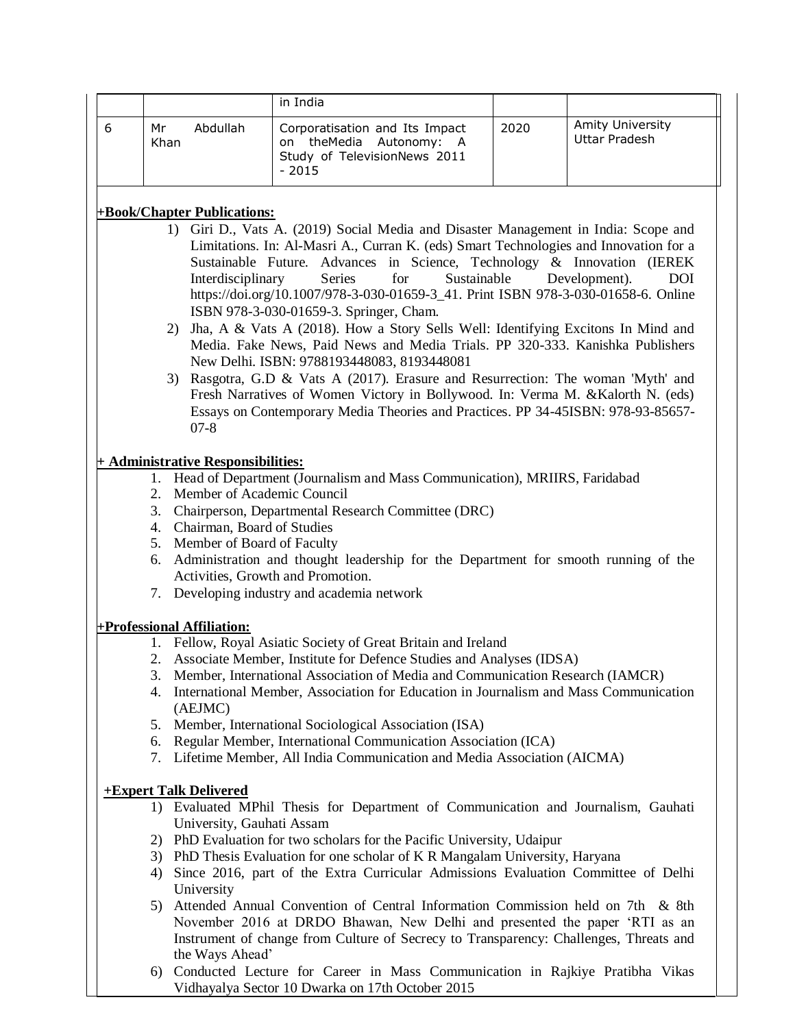| | | | | |
|---|---|---|---|---|
| | | in India | | |
| 6 | Mr Abdullah Khan | Corporatisation and Its Impact on theMedia Autonomy: A Study of TelevisionNews 2011 - 2015 | 2020 | Amity University Uttar Pradesh |

**+Book/Chapter Publications:**

1) Giri D., Vats A. (2019) Social Media and Disaster Management in India: Scope and Limitations. In: Al-Masri A., Curran K. (eds) Smart Technologies and Innovation for a Sustainable Future. Advances in Science, Technology & Innovation (IEREK Interdisciplinary Series for Sustainable Development). DOI https://doi.org/10.1007/978-3-030-01659-3_41. Print ISBN 978-3-030-01658-6. Online ISBN 978-3-030-01659-3. Springer, Cham.
2) Jha, A & Vats A (2018). How a Story Sells Well: Identifying Excitons In Mind and Media. Fake News, Paid News and Media Trials. PP 320-333. Kanishka Publishers New Delhi. ISBN: 9788193448083, 8193448081
3) Rasgotra, G.D & Vats A (2017). Erasure and Resurrection: The woman 'Myth' and Fresh Narratives of Women Victory in Bollywood. In: Verma M. &Kalorth N. (eds) Essays on Contemporary Media Theories and Practices. PP 34-45ISBN: 978-93-85657-07-8

**+ Administrative Responsibilities:**

1. Head of Department (Journalism and Mass Communication), MRIIRS, Faridabad
2. Member of Academic Council
3. Chairperson, Departmental Research Committee (DRC)
4. Chairman, Board of Studies
5. Member of Board of Faculty
6. Administration and thought leadership for the Department for smooth running of the Activities, Growth and Promotion.
7. Developing industry and academia network

**+Professional Affiliation:**

1. Fellow, Royal Asiatic Society of Great Britain and Ireland
2. Associate Member, Institute for Defence Studies and Analyses (IDSA)
3. Member, International Association of Media and Communication Research (IAMCR)
4. International Member, Association for Education in Journalism and Mass Communication (AEJMC)
5. Member, International Sociological Association (ISA)
6. Regular Member, International Communication Association (ICA)
7. Lifetime Member, All India Communication and Media Association (AICMA)

**+Expert Talk Delivered**

1) Evaluated MPhil Thesis for Department of Communication and Journalism, Gauhati University, Gauhati Assam
2) PhD Evaluation for two scholars for the Pacific University, Udaipur
3) PhD Thesis Evaluation for one scholar of K R Mangalam University, Haryana
4) Since 2016, part of the Extra Curricular Admissions Evaluation Committee of Delhi University
5) Attended Annual Convention of Central Information Commission held on 7th & 8th November 2016 at DRDO Bhawan, New Delhi and presented the paper 'RTI as an Instrument of change from Culture of Secrecy to Transparency: Challenges, Threats and the Ways Ahead'
6) Conducted Lecture for Career in Mass Communication in Rajkiye Pratibha Vikas Vidhayalya Sector 10 Dwarka on 17th October 2015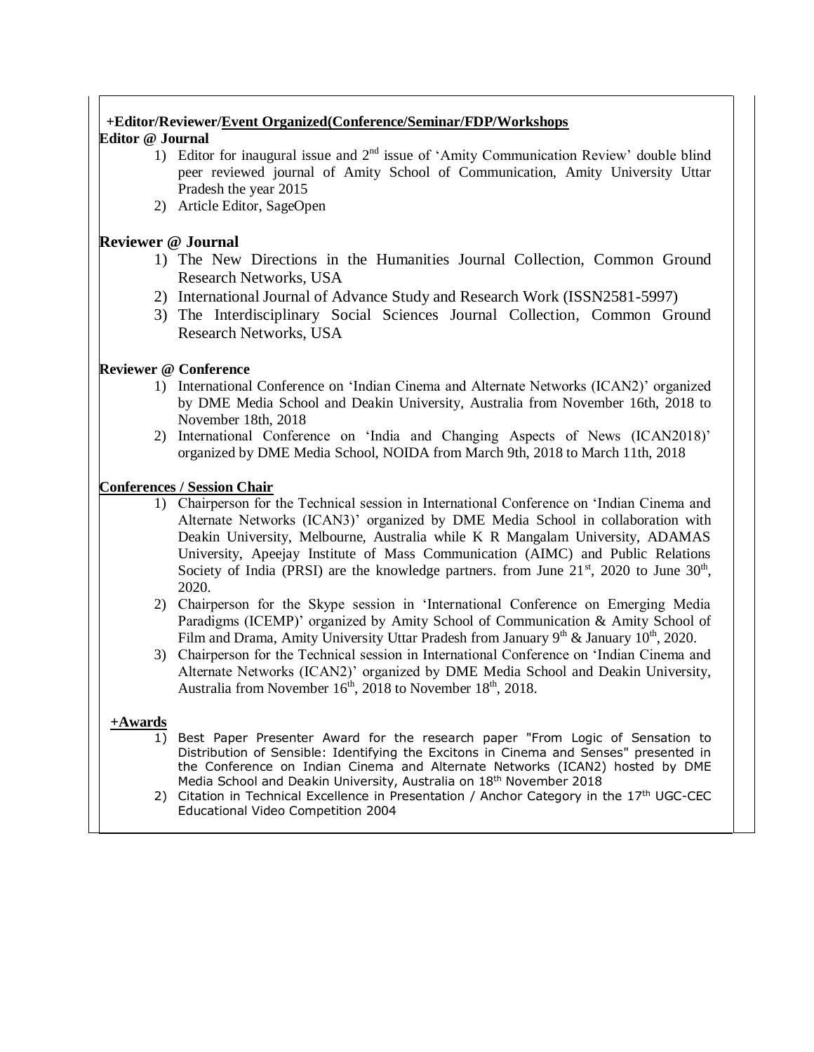**+Editor/Reviewer/Event Organized(Conference/Seminar/FDP/Workshops**

**Editor @ Journal**

1) Editor for inaugural issue and 2nd issue of 'Amity Communication Review' double blind peer reviewed journal of Amity School of Communication, Amity University Uttar Pradesh the year 2015
2) Article Editor, SageOpen

**Reviewer @ Journal**

1) The New Directions in the Humanities Journal Collection, Common Ground Research Networks, USA
2) International Journal of Advance Study and Research Work (ISSN2581-5997)
3) The Interdisciplinary Social Sciences Journal Collection, Common Ground Research Networks, USA

**Reviewer @ Conference**

1) International Conference on 'Indian Cinema and Alternate Networks (ICAN2)' organized by DME Media School and Deakin University, Australia from November 16th, 2018 to November 18th, 2018
2) International Conference on 'India and Changing Aspects of News (ICAN2018)' organized by DME Media School, NOIDA from March 9th, 2018 to March 11th, 2018

**Conferences / Session Chair**

1) Chairperson for the Technical session in International Conference on 'Indian Cinema and Alternate Networks (ICAN3)' organized by DME Media School in collaboration with Deakin University, Melbourne, Australia while K R Mangalam University, ADAMAS University, Apeejay Institute of Mass Communication (AIMC) and Public Relations Society of India (PRSI) are the knowledge partners. from June 21st, 2020 to June 30th, 2020.
2) Chairperson for the Skype session in 'International Conference on Emerging Media Paradigms (ICEMP)' organized by Amity School of Communication & Amity School of Film and Drama, Amity University Uttar Pradesh from January 9th & January 10th, 2020.
3) Chairperson for the Technical session in International Conference on 'Indian Cinema and Alternate Networks (ICAN2)' organized by DME Media School and Deakin University, Australia from November 16th, 2018 to November 18th, 2018.

**+Awards**

1) Best Paper Presenter Award for the research paper "From Logic of Sensation to Distribution of Sensible: Identifying the Excitons in Cinema and Senses" presented in the Conference on Indian Cinema and Alternate Networks (ICAN2) hosted by DME Media School and Deakin University, Australia on 18th November 2018
2) Citation in Technical Excellence in Presentation / Anchor Category in the 17th UGC-CEC Educational Video Competition 2004